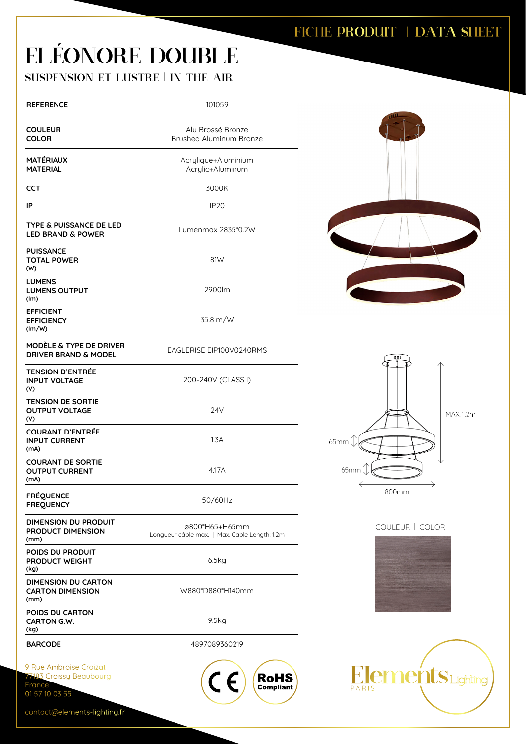FICHE PRODUIT | DATA SHEET

# ELÉONORE DOUBLE

## SUSPENSION ET LUSTRE | IN THE AIR

| | |
|---|---|
| **REFERENCE** | 101059 |
| **COULEUR**<br>**COLOR** | Alu Brossé Bronze<br>Brushed Aluminum Bronze |
| **MATÉRIAUX**<br>**MATERIAL** | Acrylique+Aluminium<br>Acrylic+Aluminum |
| **CCT** | 3000K |
| **IP** | IP20 |
| **TYPE & PUISSANCE DE LED**<br>**LED BRAND & POWER** | Lumenmax 2835*0.2W |
| **PUISSANCE**<br>**TOTAL POWER**<br>**(W)** | 81W |
| **LUMENS**<br>**LUMENS OUTPUT**<br>**(lm)** | 2900lm |
| **EFFICIENT**<br>**EFFICIENCY**<br>**(lm/W)** | 35.8lm/W |
| **MODÈLE & TYPE DE DRIVER**<br>**DRIVER BRAND & MODEL** | EAGLERISE EIP100V0240RMS |
| **TENSION D'ENTRÉE**<br>**INPUT VOLTAGE**<br>**(V)** | 200-240V (CLASS I) |
| **TENSION DE SORTIE**<br>**OUTPUT VOLTAGE**<br>**(V)** | 24V |
| **COURANT D'ENTRÉE**<br>**INPUT CURRENT**<br>**(mA)** | 1.3A |
| **COURANT DE SORTIE**<br>**OUTPUT CURRENT**<br>**(mA)** | 4.17A |
| **FRÉQUENCE**<br>**FREQUENCY** | 50/60Hz |
| **DIMENSION DU PRODUIT**<br>**PRODUCT DIMENSION**<br>**(mm)** | ø800*H65+H65mm<br>Longueur câble max. \| Max. Cable Length: 1.2m |
| **POIDS DU PRODUIT**<br>**PRODUCT WEIGHT**<br>**(kg)** | 6.5kg |
| **DIMENSION DU CARTON**<br>**CARTON DIMENSION**<br>**(mm)** | W880*D880*H140mm |
| **POIDS DU CARTON**<br>**CARTON G.W.**<br>**(kg)** | 9.5kg |
| **BARCODE** | 4897089360219 |

MAX. 1.2m

65mm

65mm

800mm

COULEUR | COLOR

9 Rue Ambroise Croizat
77183 Croissy Beaubourg
France
01 57 10 03 55

contact@elements-lighting.fr

CE

RoHS Compliant

Elements Lighting PARIS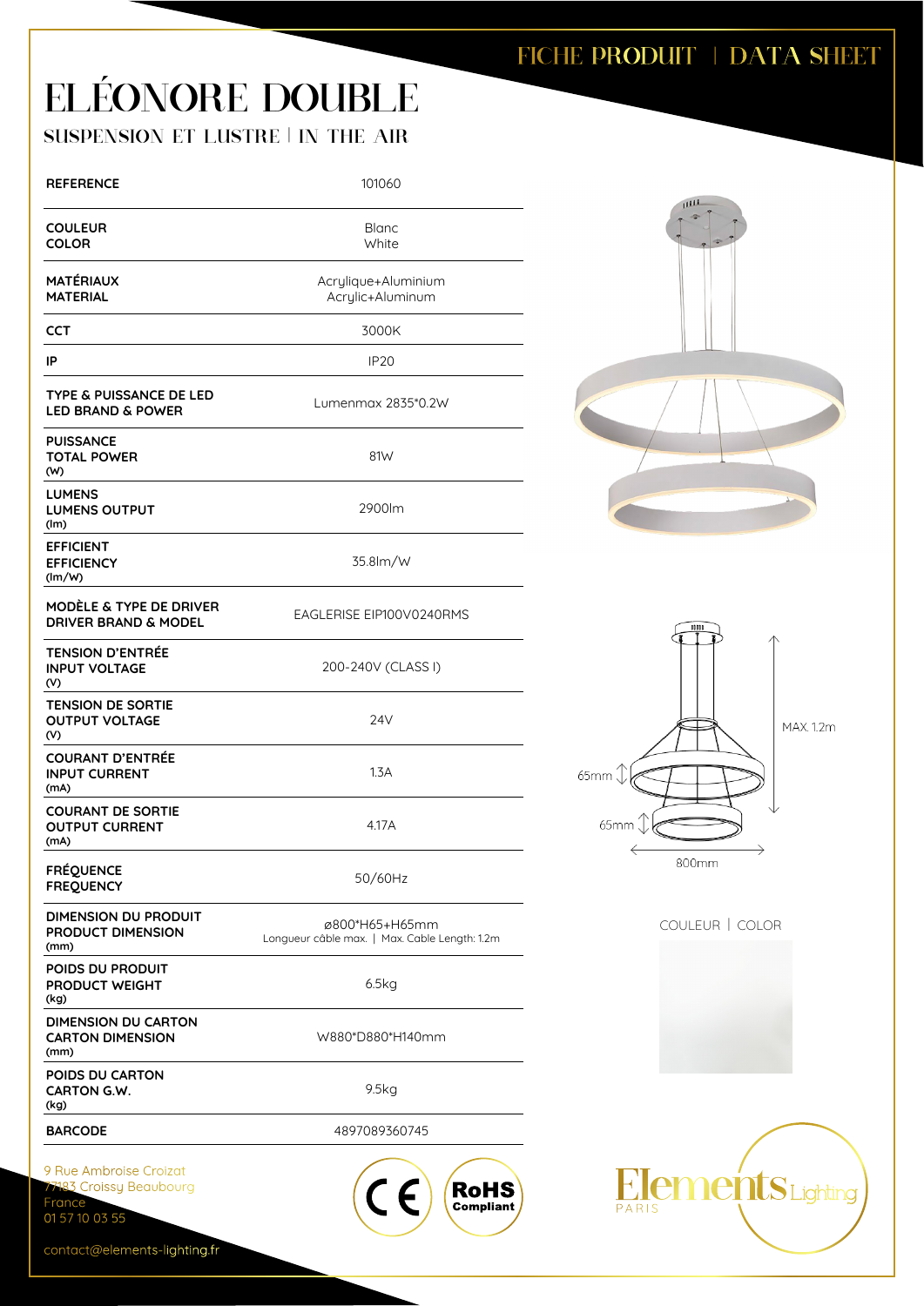FICHE PRODUIT | DATA SHEET

# ELÉONORE DOUBLE

## SUSPENSION ET LUSTRE | IN THE AIR

| | |
|---|---|
| **REFERENCE** | 101060 |
| **COULEUR**<br>**COLOR** | Blanc<br>White |
| **MATÉRIAUX**<br>**MATERIAL** | Acrylique+Aluminium<br>Acrylic+Aluminum |
| **CCT** | 3000K |
| **IP** | IP20 |
| **TYPE & PUISSANCE DE LED**<br>**LED BRAND & POWER** | Lumenmax 2835*0.2W |
| **PUISSANCE**<br>**TOTAL POWER**<br>**(W)** | 81W |
| **LUMENS**<br>**LUMENS OUTPUT**<br>**(lm)** | 2900lm |
| **EFFICIENT**<br>**EFFICIENCY**<br>**(lm/W)** | 35.8lm/W |
| **MODÈLE & TYPE DE DRIVER**<br>**DRIVER BRAND & MODEL** | EAGLERISE EIP100V0240RMS |
| **TENSION D'ENTRÉE**<br>**INPUT VOLTAGE**<br>**(V)** | 200-240V (CLASS I) |
| **TENSION DE SORTIE**<br>**OUTPUT VOLTAGE**<br>**(V)** | 24V |
| **COURANT D'ENTRÉE**<br>**INPUT CURRENT**<br>**(mA)** | 1.3A |
| **COURANT DE SORTIE**<br>**OUTPUT CURRENT**<br>**(mA)** | 4.17A |
| **FRÉQUENCE**<br>**FREQUENCY** | 50/60Hz |
| **DIMENSION DU PRODUIT**<br>**PRODUCT DIMENSION**<br>**(mm)** | ø800*H65+H65mm<br>Longueur câble max. \| Max. Cable Length: 1.2m |
| **POIDS DU PRODUIT**<br>**PRODUCT WEIGHT**<br>**(kg)** | 6.5kg |
| **DIMENSION DU CARTON**<br>**CARTON DIMENSION**<br>**(mm)** | W880*D880*H140mm |
| **POIDS DU CARTON**<br>**CARTON G.W.**<br>**(kg)** | 9.5kg |
| **BARCODE** | 4897089360745 |

65mm
65mm
MAX. 1.2m
800mm

COULEUR | COLOR

9 Rue Ambroise Croizat
77183 Croissy Beaubourg
France
01 57 10 03 55

contact@elements-lighting.fr

CE
RoHS Compliant

Elements Lighting PARIS